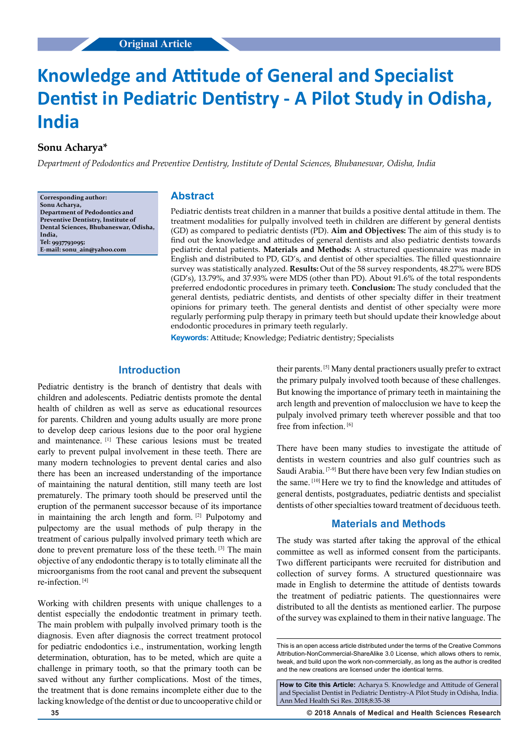Original Article

# Knowledge and Attitude of General and Specialist Dentist in Pediatric Dentistry - A Pilot Study in Odisha, India

**Sonu Acharya***

*Department of Pedodontics and Preventive Dentistry, Institute of Dental Sciences, Bhubaneswar, Odisha, India*

**Corresponding author:**
**Sonu Acharya,**
**Department of Pedodontics and Preventive Dentistry, Institute of Dental Sciences, Bhubaneswar, Odisha, India,**
**Tel: 9937793095;**
**E-mail: sonu_ain@yahoo.com**

## Abstract

Pediatric dentists treat children in a manner that builds a positive dental attitude in them. The treatment modalities for pulpally involved teeth in children are different by general dentists (GD) as compared to pediatric dentists (PD). **Aim and Objectives:** The aim of this study is to find out the knowledge and attitudes of general dentists and also pediatric dentists towards pediatric dental patients. **Materials and Methods:** A structured questionnaire was made in English and distributed to PD, GD's, and dentist of other specialties. The filled questionnaire survey was statistically analyzed. **Results:** Out of the 58 survey respondents, 48.27% were BDS (GD's), 13.79%, and 37.93% were MDS (other than PD). About 91.6% of the total respondents preferred endodontic procedures in primary teeth. **Conclusion:** The study concluded that the general dentists, pediatric dentists, and dentists of other specialty differ in their treatment opinions for primary teeth. The general dentists and dentist of other specialty were more regularly performing pulp therapy in primary teeth but should update their knowledge about endodontic procedures in primary teeth regularly.

**Keywords:** Attitude; Knowledge; Pediatric dentistry; Specialists

## Introduction

Pediatric dentistry is the branch of dentistry that deals with children and adolescents. Pediatric dentists promote the dental health of children as well as serve as educational resources for parents. Children and young adults usually are more prone to develop deep carious lesions due to the poor oral hygiene and maintenance. [1] These carious lesions must be treated early to prevent pulpal involvement in these teeth. There are many modern technologies to prevent dental caries and also there has been an increased understanding of the importance of maintaining the natural dentition, still many teeth are lost prematurely. The primary tooth should be preserved until the eruption of the permanent successor because of its importance in maintaining the arch length and form. [2] Pulpotomy and pulpectomy are the usual methods of pulp therapy in the treatment of carious pulpally involved primary teeth which are done to prevent premature loss of the these teeth. [3] The main objective of any endodontic therapy is to totally eliminate all the microorganisms from the root canal and prevent the subsequent re-infection. [4]

Working with children presents with unique challenges to a dentist especially the endodontic treatment in primary teeth. The main problem with pulpally involved primary tooth is the diagnosis. Even after diagnosis the correct treatment protocol for pediatric endodontics i.e., instrumentation, working length determination, obturation, has to be meted, which are quite a challenge in primary tooth, so that the primary tooth can be saved without any further complications. Most of the times, the treatment that is done remains incomplete either due to the lacking knowledge of the dentist or due to uncooperative child or their parents. [5] Many dental practioners usually prefer to extract the primary pulpaly involved tooth because of these challenges. But knowing the importance of primary teeth in maintaining the arch length and prevention of malocclusion we have to keep the pulpaly involved primary teeth wherever possible and that too free from infection. [6]

There have been many studies to investigate the attitude of dentists in western countries and also gulf countries such as Saudi Arabia. [7-9] But there have been very few Indian studies on the same. [10] Here we try to find the knowledge and attitudes of general dentists, postgraduates, pediatric dentists and specialist dentists of other specialties toward treatment of deciduous teeth.

## Materials and Methods

The study was started after taking the approval of the ethical committee as well as informed consent from the participants. Two different participants were recruited for distribution and collection of survey forms. A structured questionnaire was made in English to determine the attitude of dentists towards the treatment of pediatric patients. The questionnaires were distributed to all the dentists as mentioned earlier. The purpose of the survey was explained to them in their native language. The

This is an open access article distributed under the terms of the Creative Commons Attribution-NonCommercial-ShareAlike 3.0 License, which allows others to remix, tweak, and build upon the work non-commercially, as long as the author is credited and the new creations are licensed under the identical terms.

**How to Cite this Article:** Acharya S. Knowledge and Attitude of General and Specialist Dentist in Pediatric Dentistry-A Pilot Study in Odisha, India. Ann Med Health Sci Res. 2018;8:35-38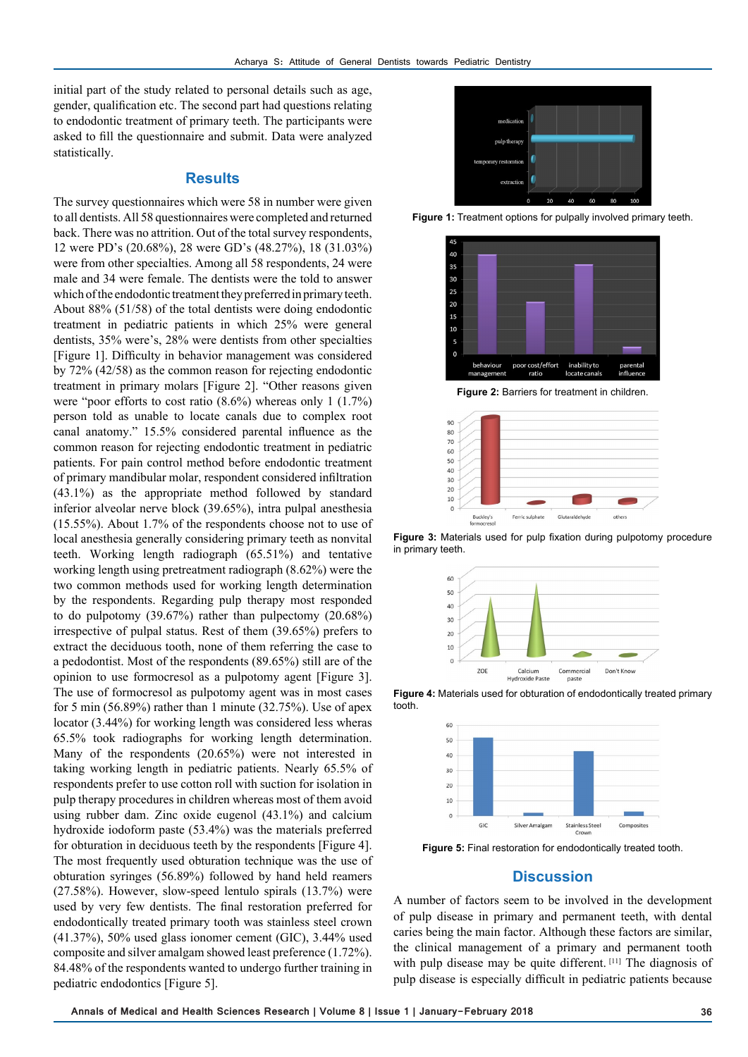initial part of the study related to personal details such as age, gender, qualification etc. The second part had questions relating to endodontic treatment of primary teeth. The participants were asked to fill the questionnaire and submit. Data were analyzed statistically.

## Results

The survey questionnaires which were 58 in number were given to all dentists. All 58 questionnaires were completed and returned back. There was no attrition. Out of the total survey respondents, 12 were PD's (20.68%), 28 were GD's (48.27%), 18 (31.03%) were from other specialties. Among all 58 respondents, 24 were male and 34 were female. The dentists were the told to answer which of the endodontic treatment they preferred in primary teeth. About 88% (51/58) of the total dentists were doing endodontic treatment in pediatric patients in which 25% were general dentists, 35% were's, 28% were dentists from other specialties [Figure 1]. Difficulty in behavior management was considered by 72% (42/58) as the common reason for rejecting endodontic treatment in primary molars [Figure 2]. "Other reasons given were "poor efforts to cost ratio (8.6%) whereas only 1 (1.7%) person told as unable to locate canals due to complex root canal anatomy." 15.5% considered parental influence as the common reason for rejecting endodontic treatment in pediatric patients. For pain control method before endodontic treatment of primary mandibular molar, respondent considered infiltration (43.1%) as the appropriate method followed by standard inferior alveolar nerve block (39.65%), intra pulpal anesthesia (15.55%). About 1.7% of the respondents choose not to use of local anesthesia generally considering primary teeth as nonvital teeth. Working length radiograph (65.51%) and tentative working length using pretreatment radiograph (8.62%) were the two common methods used for working length determination by the respondents. Regarding pulp therapy most responded to do pulpotomy (39.67%) rather than pulpectomy (20.68%) irrespective of pulpal status. Rest of them (39.65%) prefers to extract the deciduous tooth, none of them referring the case to a pedodontist. Most of the respondents (89.65%) still are of the opinion to use formocresol as a pulpotomy agent [Figure 3]. The use of formocresol as pulpotomy agent was in most cases for 5 min (56.89%) rather than 1 minute (32.75%). Use of apex locator (3.44%) for working length was considered less wheras 65.5% took radiographs for working length determination. Many of the respondents (20.65%) were not interested in taking working length in pediatric patients. Nearly 65.5% of respondents prefer to use cotton roll with suction for isolation in pulp therapy procedures in children whereas most of them avoid using rubber dam. Zinc oxide eugenol (43.1%) and calcium hydroxide iodoform paste (53.4%) was the materials preferred for obturation in deciduous teeth by the respondents [Figure 4]. The most frequently used obturation technique was the use of obturation syringes (56.89%) followed by hand held reamers (27.58%). However, slow-speed lentulo spirals (13.7%) were used by very few dentists. The final restoration preferred for endodontically treated primary tooth was stainless steel crown (41.37%), 50% used glass ionomer cement (GIC), 3.44% used composite and silver amalgam showed least preference (1.72%). 84.48% of the respondents wanted to undergo further training in pediatric endodontics [Figure 5].

**Figure 1:** Treatment options for pulpally involved primary teeth.

**Figure 2:** Barriers for treatment in children.

**Figure 3:** Materials used for pulp fixation during pulpotomy procedure in primary teeth.

**Figure 4:** Materials used for obturation of endodontically treated primary tooth.

**Figure 5:** Final restoration for endodontically treated tooth.

## Discussion

A number of factors seem to be involved in the development of pulp disease in primary and permanent teeth, with dental caries being the main factor. Although these factors are similar, the clinical management of a primary and permanent tooth with pulp disease may be quite different. [11] The diagnosis of pulp disease is especially difficult in pediatric patients because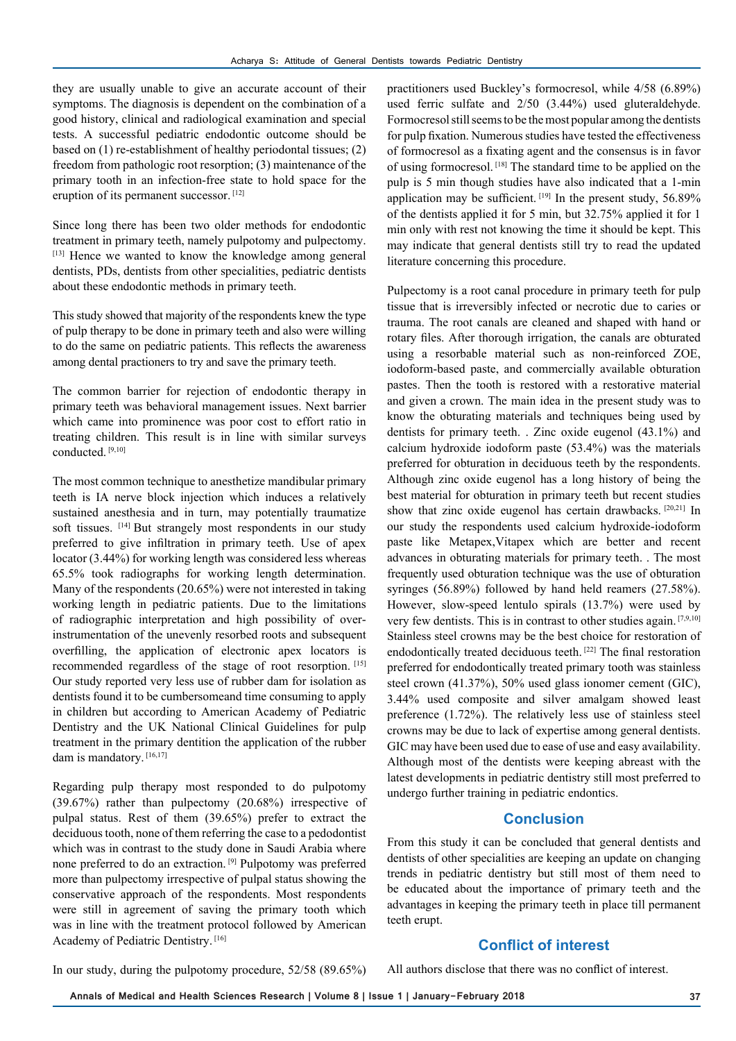they are usually unable to give an accurate account of their symptoms. The diagnosis is dependent on the combination of a good history, clinical and radiological examination and special tests. A successful pediatric endodontic outcome should be based on (1) re-establishment of healthy periodontal tissues; (2) freedom from pathologic root resorption; (3) maintenance of the primary tooth in an infection-free state to hold space for the eruption of its permanent successor. [12]

Since long there has been two older methods for endodontic treatment in primary teeth, namely pulpotomy and pulpectomy. [13] Hence we wanted to know the knowledge among general dentists, PDs, dentists from other specialities, pediatric dentists about these endodontic methods in primary teeth.

This study showed that majority of the respondents knew the type of pulp therapy to be done in primary teeth and also were willing to do the same on pediatric patients. This reflects the awareness among dental practioners to try and save the primary teeth.

The common barrier for rejection of endodontic therapy in primary teeth was behavioral management issues. Next barrier which came into prominence was poor cost to effort ratio in treating children. This result is in line with similar surveys conducted. [9,10]

The most common technique to anesthetize mandibular primary teeth is IA nerve block injection which induces a relatively sustained anesthesia and in turn, may potentially traumatize soft tissues. [14] But strangely most respondents in our study preferred to give infiltration in primary teeth. Use of apex locator (3.44%) for working length was considered less whereas 65.5% took radiographs for working length determination. Many of the respondents (20.65%) were not interested in taking working length in pediatric patients. Due to the limitations of radiographic interpretation and high possibility of over-instrumentation of the unevenly resorbed roots and subsequent overfilling, the application of electronic apex locators is recommended regardless of the stage of root resorption. [15] Our study reported very less use of rubber dam for isolation as dentists found it to be cumbersomeand time consuming to apply in children but according to American Academy of Pediatric Dentistry and the UK National Clinical Guidelines for pulp treatment in the primary dentition the application of the rubber dam is mandatory. [16,17]

Regarding pulp therapy most responded to do pulpotomy (39.67%) rather than pulpectomy (20.68%) irrespective of pulpal status. Rest of them (39.65%) prefer to extract the deciduous tooth, none of them referring the case to a pedodontist which was in contrast to the study done in Saudi Arabia where none preferred to do an extraction. [9] Pulpotomy was preferred more than pulpectomy irrespective of pulpal status showing the conservative approach of the respondents. Most respondents were still in agreement of saving the primary tooth which was in line with the treatment protocol followed by American Academy of Pediatric Dentistry. [16]

In our study, during the pulpotomy procedure, 52/58 (89.65%) practitioners used Buckley's formocresol, while 4/58 (6.89%) used ferric sulfate and 2/50 (3.44%) used gluteraldehyde. Formocresol still seems to be the most popular among the dentists for pulp fixation. Numerous studies have tested the effectiveness of formocresol as a fixating agent and the consensus is in favor of using formocresol. [18] The standard time to be applied on the pulp is 5 min though studies have also indicated that a 1-min application may be sufficient. [19] In the present study, 56.89% of the dentists applied it for 5 min, but 32.75% applied it for 1 min only with rest not knowing the time it should be kept. This may indicate that general dentists still try to read the updated literature concerning this procedure.

Pulpectomy is a root canal procedure in primary teeth for pulp tissue that is irreversibly infected or necrotic due to caries or trauma. The root canals are cleaned and shaped with hand or rotary files. After thorough irrigation, the canals are obturated using a resorbable material such as non-reinforced ZOE, iodoform-based paste, and commercially available obturation pastes. Then the tooth is restored with a restorative material and given a crown. The main idea in the present study was to know the obturating materials and techniques being used by dentists for primary teeth. . Zinc oxide eugenol (43.1%) and calcium hydroxide iodoform paste (53.4%) was the materials preferred for obturation in deciduous teeth by the respondents. Although zinc oxide eugenol has a long history of being the best material for obturation in primary teeth but recent studies show that zinc oxide eugenol has certain drawbacks. [20,21] In our study the respondents used calcium hydroxide-iodoform paste like Metapex,Vitapex which are better and recent advances in obturating materials for primary teeth. . The most frequently used obturation technique was the use of obturation syringes (56.89%) followed by hand held reamers (27.58%). However, slow-speed lentulo spirals (13.7%) were used by very few dentists. This is in contrast to other studies again. [7,9,10] Stainless steel crowns may be the best choice for restoration of endodontically treated deciduous teeth. [22] The final restoration preferred for endodontically treated primary tooth was stainless steel crown (41.37%), 50% used glass ionomer cement (GIC), 3.44% used composite and silver amalgam showed least preference (1.72%). The relatively less use of stainless steel crowns may be due to lack of expertise among general dentists. GIC may have been used due to ease of use and easy availability. Although most of the dentists were keeping abreast with the latest developments in pediatric dentistry still most preferred to undergo further training in pediatric endontics.

## Conclusion

From this study it can be concluded that general dentists and dentists of other specialities are keeping an update on changing trends in pediatric dentistry but still most of them need to be educated about the importance of primary teeth and the advantages in keeping the primary teeth in place till permanent teeth erupt.

## Conflict of interest

All authors disclose that there was no conflict of interest.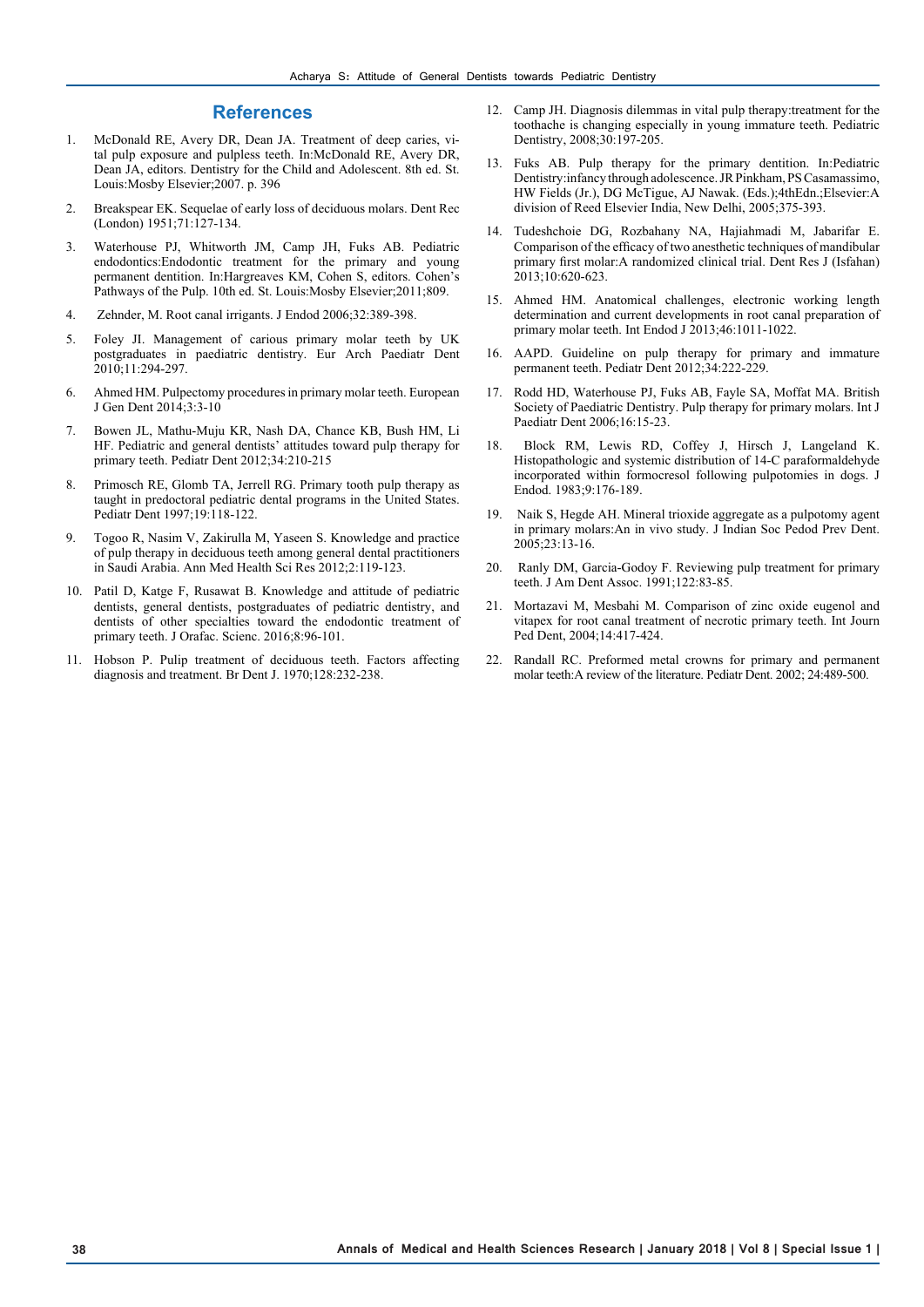## References

1. McDonald RE, Avery DR, Dean JA. Treatment of deep caries, vital pulp exposure and pulpless teeth. In:McDonald RE, Avery DR, Dean JA, editors. Dentistry for the Child and Adolescent. 8th ed. St. Louis:Mosby Elsevier;2007. p. 396
2. Breakspear EK. Sequelae of early loss of deciduous molars. Dent Rec (London) 1951;71:127-134.
3. Waterhouse PJ, Whitworth JM, Camp JH, Fuks AB. Pediatric endodontics:Endodontic treatment for the primary and young permanent dentition. In:Hargreaves KM, Cohen S, editors. Cohen's Pathways of the Pulp. 10th ed. St. Louis:Mosby Elsevier;2011;809.
4. Zehnder, M. Root canal irrigants. J Endod 2006;32:389-398.
5. Foley JI. Management of carious primary molar teeth by UK postgraduates in paediatric dentistry. Eur Arch Paediatr Dent 2010;11:294-297.
6. Ahmed HM. Pulpectomy procedures in primary molar teeth. European J Gen Dent 2014;3:3-10
7. Bowen JL, Mathu-Muju KR, Nash DA, Chance KB, Bush HM, Li HF. Pediatric and general dentists' attitudes toward pulp therapy for primary teeth. Pediatr Dent 2012;34:210-215
8. Primosch RE, Glomb TA, Jerrell RG. Primary tooth pulp therapy as taught in predoctoral pediatric dental programs in the United States. Pediatr Dent 1997;19:118-122.
9. Togoo R, Nasim V, Zakirulla M, Yaseen S. Knowledge and practice of pulp therapy in deciduous teeth among general dental practitioners in Saudi Arabia. Ann Med Health Sci Res 2012;2:119-123.
10. Patil D, Katge F, Rusawat B. Knowledge and attitude of pediatric dentists, general dentists, postgraduates of pediatric dentistry, and dentists of other specialties toward the endodontic treatment of primary teeth. J Orafac. Scienc. 2016;8:96-101.
11. Hobson P. Pulip treatment of deciduous teeth. Factors affecting diagnosis and treatment. Br Dent J. 1970;128:232-238.
12. Camp JH. Diagnosis dilemmas in vital pulp therapy:treatment for the toothache is changing especially in young immature teeth. Pediatric Dentistry, 2008;30:197-205.
13. Fuks AB. Pulp therapy for the primary dentition. In:Pediatric Dentistry:infancy through adolescence. JR Pinkham, PS Casamassimo, HW Fields (Jr.), DG McTigue, AJ Nawak. (Eds.);4thEdn.;Elsevier:A division of Reed Elsevier India, New Delhi, 2005;375-393.
14. Tudeshchoie DG, Rozbahany NA, Hajiahmadi M, Jabarifar E. Comparison of the efficacy of two anesthetic techniques of mandibular primary first molar:A randomized clinical trial. Dent Res J (Isfahan) 2013;10:620-623.
15. Ahmed HM. Anatomical challenges, electronic working length determination and current developments in root canal preparation of primary molar teeth. Int Endod J 2013;46:1011-1022.
16. AAPD. Guideline on pulp therapy for primary and immature permanent teeth. Pediatr Dent 2012;34:222-229.
17. Rodd HD, Waterhouse PJ, Fuks AB, Fayle SA, Moffat MA. British Society of Paediatric Dentistry. Pulp therapy for primary molars. Int J Paediatr Dent 2006;16:15-23.
18. Block RM, Lewis RD, Coffey J, Hirsch J, Langeland K. Histopathologic and systemic distribution of 14-C paraformaldehyde incorporated within formocresol following pulpotomies in dogs. J Endod. 1983;9:176-189.
19. Naik S, Hegde AH. Mineral trioxide aggregate as a pulpotomy agent in primary molars:An in vivo study. J Indian Soc Pedod Prev Dent. 2005;23:13-16.
20. Ranly DM, Garcia-Godoy F. Reviewing pulp treatment for primary teeth. J Am Dent Assoc. 1991;122:83-85.
21. Mortazavi M, Mesbahi M. Comparison of zinc oxide eugenol and vitapex for root canal treatment of necrotic primary teeth. Int Journ Ped Dent, 2004;14:417-424.
22. Randall RC. Preformed metal crowns for primary and permanent molar teeth:A review of the literature. Pediatr Dent. 2002; 24:489-500.